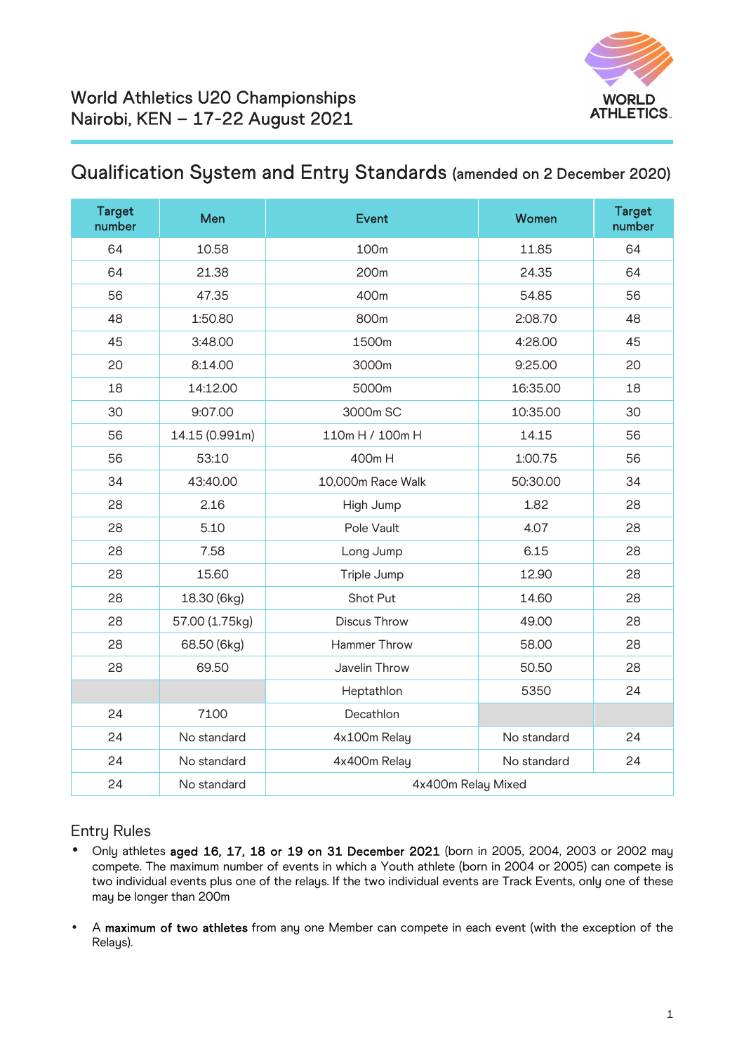World Athletics U20 Championships
Nairobi, KEN – 17-22 August 2021

WORLD ATHLETICS

## Qualification System and Entry Standards (amended on 2 December 2020)

| Target number | Men | Event | Women | Target number |
|---|---|---|---|---|
| 64 | 10.58 | 100m | 11.85 | 64 |
| 64 | 21.38 | 200m | 24.35 | 64 |
| 56 | 47.35 | 400m | 54.85 | 56 |
| 48 | 1:50.80 | 800m | 2:08.70 | 48 |
| 45 | 3:48.00 | 1500m | 4:28.00 | 45 |
| 20 | 8:14.00 | 3000m | 9:25.00 | 20 |
| 18 | 14:12.00 | 5000m | 16:35.00 | 18 |
| 30 | 9:07.00 | 3000m SC | 10:35.00 | 30 |
| 56 | 14.15 (0.991m) | 110m H / 100m H | 14.15 | 56 |
| 56 | 53:10 | 400m H | 1:00.75 | 56 |
| 34 | 43:40.00 | 10,000m Race Walk | 50:30.00 | 34 |
| 28 | 2.16 | High Jump | 1.82 | 28 |
| 28 | 5.10 | Pole Vault | 4.07 | 28 |
| 28 | 7.58 | Long Jump | 6.15 | 28 |
| 28 | 15.60 | Triple Jump | 12.90 | 28 |
| 28 | 18.30 (6kg) | Shot Put | 14.60 | 28 |
| 28 | 57.00 (1.75kg) | Discus Throw | 49.00 | 28 |
| 28 | 68.50 (6kg) | Hammer Throw | 58.00 | 28 |
| 28 | 69.50 | Javelin Throw | 50.50 | 28 |
| | | Heptathlon | 5350 | 24 |
| 24 | 7100 | Decathlon | | |
| 24 | No standard | 4x100m Relay | No standard | 24 |
| 24 | No standard | 4x400m Relay | No standard | 24 |
| 24 | No standard | 4x400m Relay Mixed | | |

## Entry Rules

- Only athletes **aged 16, 17, 18 or 19 on 31 December 2021** (born in 2005, 2004, 2003 or 2002 may compete. The maximum number of events in which a Youth athlete (born in 2004 or 2005) can compete is two individual events plus one of the relays. If the two individual events are Track Events, only one of these may be longer than 200m

- A **maximum of two athletes** from any one Member can compete in each event (with the exception of the Relays).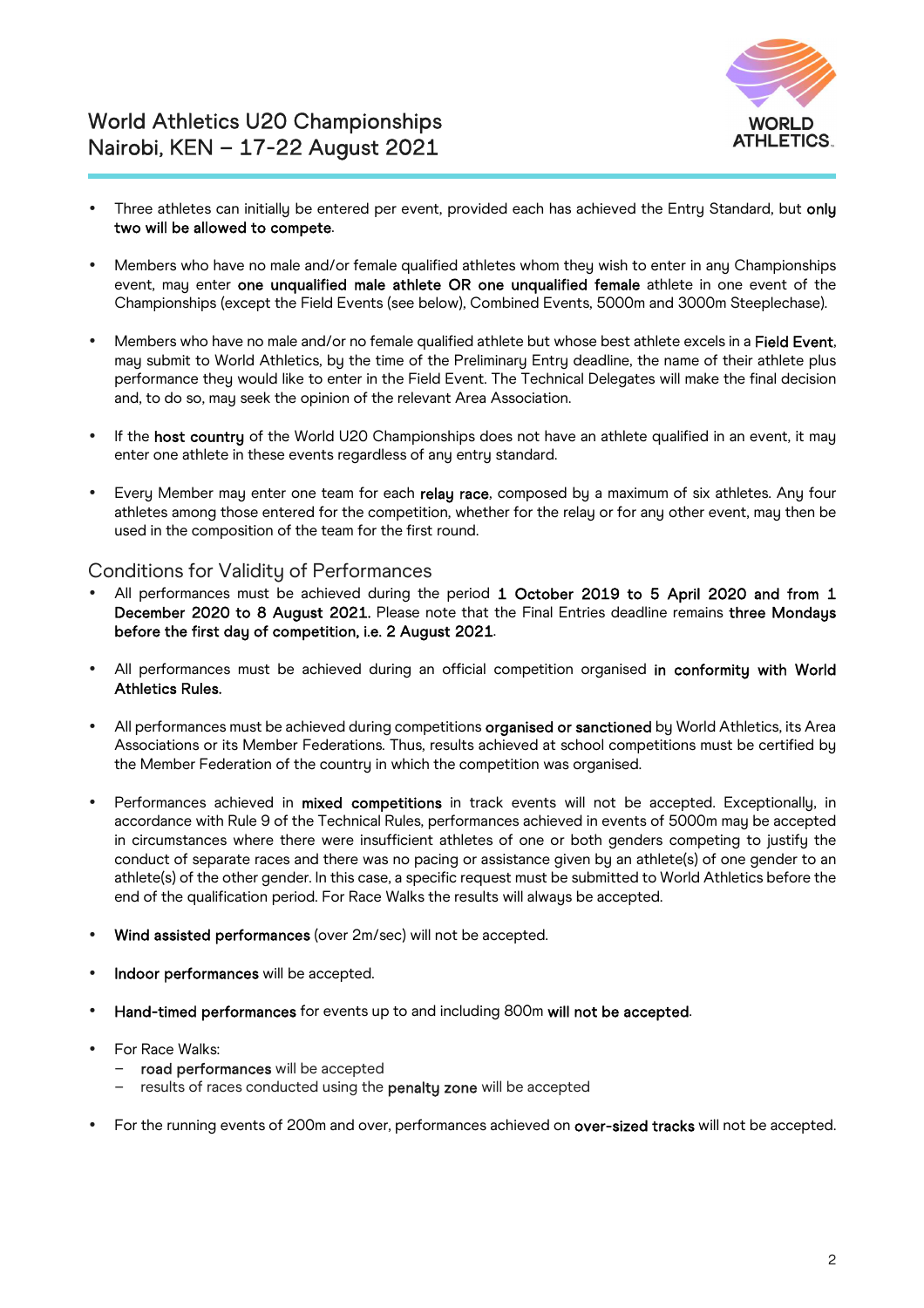- Three athletes can initially be entered per event, provided each has achieved the Entry Standard, but **only two will be allowed to compete**.

- Members who have no male and/or female qualified athletes whom they wish to enter in any Championships event, may enter **one unqualified male athlete OR one unqualified female** athlete in one event of the Championships (except the Field Events (see below), Combined Events, 5000m and 3000m Steeplechase).

- Members who have no male and/or no female qualified athlete but whose best athlete excels in a **Field Event**, may submit to World Athletics, by the time of the Preliminary Entry deadline, the name of their athlete plus performance they would like to enter in the Field Event. The Technical Delegates will make the final decision and, to do so, may seek the opinion of the relevant Area Association.

- If the **host country** of the World U20 Championships does not have an athlete qualified in an event, it may enter one athlete in these events regardless of any entry standard.

- Every Member may enter one team for each **relay race**, composed by a maximum of six athletes. Any four athletes among those entered for the competition, whether for the relay or for any other event, may then be used in the composition of the team for the first round.

## Conditions for Validity of Performances

- All performances must be achieved during the period **1 October 2019 to 5 April 2020 and from 1 December 2020 to 8 August 2021.** Please note that the Final Entries deadline remains **three Mondays before the first day of competition, i.e. 2 August 2021**.

- All performances must be achieved during an official competition organised **in conformity with World Athletics Rules.**

- All performances must be achieved during competitions **organised or sanctioned** by World Athletics, its Area Associations or its Member Federations. Thus, results achieved at school competitions must be certified by the Member Federation of the country in which the competition was organised.

- Performances achieved in **mixed competitions** in track events will not be accepted. Exceptionally, in accordance with Rule 9 of the Technical Rules, performances achieved in events of 5000m may be accepted in circumstances where there were insufficient athletes of one or both genders competing to justify the conduct of separate races and there was no pacing or assistance given by an athlete(s) of one gender to an athlete(s) of the other gender. In this case, a specific request must be submitted to World Athletics before the end of the qualification period. For Race Walks the results will always be accepted.

- **Wind assisted performances** (over 2m/sec) will not be accepted.

- **Indoor performances** will be accepted.

- **Hand-timed performances** for events up to and including 800m **will not be accepted**.

- For Race Walks:
  - **road performances** will be accepted
  - results of races conducted using the **penalty zone** will be accepted

- For the running events of 200m and over, performances achieved on **over-sized tracks** will not be accepted.